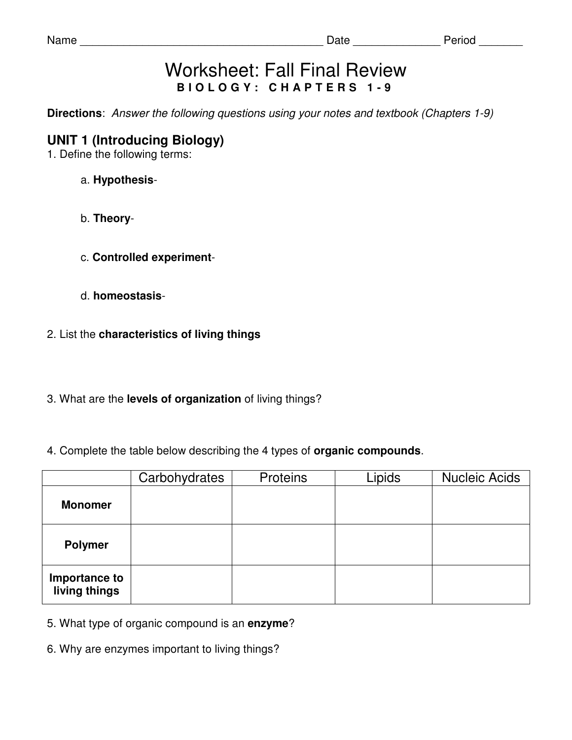Name ________________________________________ Date ______________ Period _______

# Worksheet: Fall Final Review

**B I O L O G Y : C H A P T E R S 1 - 9**

**Directions**: *Answer the following questions using your notes and textbook (Chapters 1-9)*

## UNIT 1 (Introducing Biology)

1. Define the following terms:

   a. **Hypothesis**-

   b. **Theory**-

   c. **Controlled experiment**-

   d. **homeostasis**-

2. List the **characteristics of living things**

3. What are the **levels of organization** of living things?

4. Complete the table below describing the 4 types of **organic compounds**.

| | Carbohydrates | Proteins | Lipids | Nucleic Acids |
|---|---|---|---|---|
| **Monomer** | | | | |
| **Polymer** | | | | |
| **Importance to living things** | | | | |

5. What type of organic compound is an **enzyme**?

6. Why are enzymes important to living things?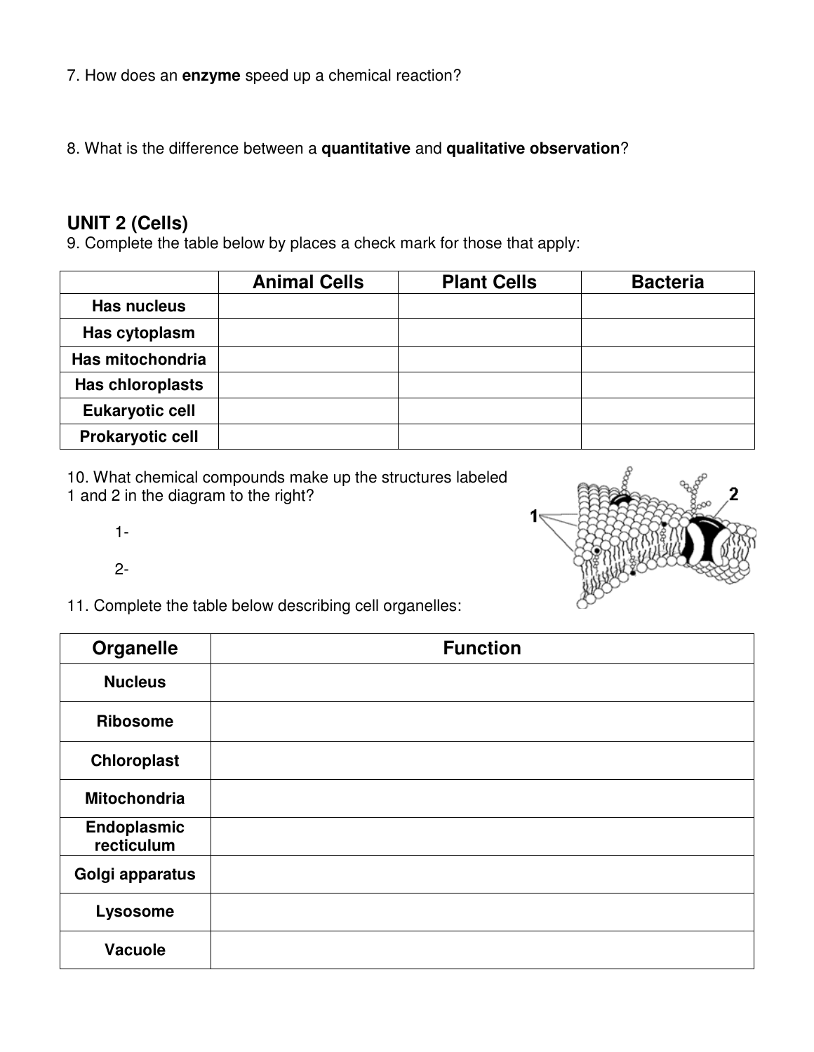7. How does an **enzyme** speed up a chemical reaction?

8. What is the difference between a **quantitative** and **qualitative observation**?

## UNIT 2 (Cells)

9. Complete the table below by places a check mark for those that apply:

| | Animal Cells | Plant Cells | Bacteria |
|---|---|---|---|
| **Has nucleus** | | | |
| **Has cytoplasm** | | | |
| **Has mitochondria** | | | |
| **Has chloroplasts** | | | |
| **Eukaryotic cell** | | | |
| **Prokaryotic cell** | | | |

10. What chemical compounds make up the structures labeled 1 and 2 in the diagram to the right?

1-

2-

11. Complete the table below describing cell organelles:

| Organelle | Function |
|---|---|
| **Nucleus** | |
| **Ribosome** | |
| **Chloroplast** | |
| **Mitochondria** | |
| **Endoplasmic recticulum** | |
| **Golgi apparatus** | |
| **Lysosome** | |
| **Vacuole** | |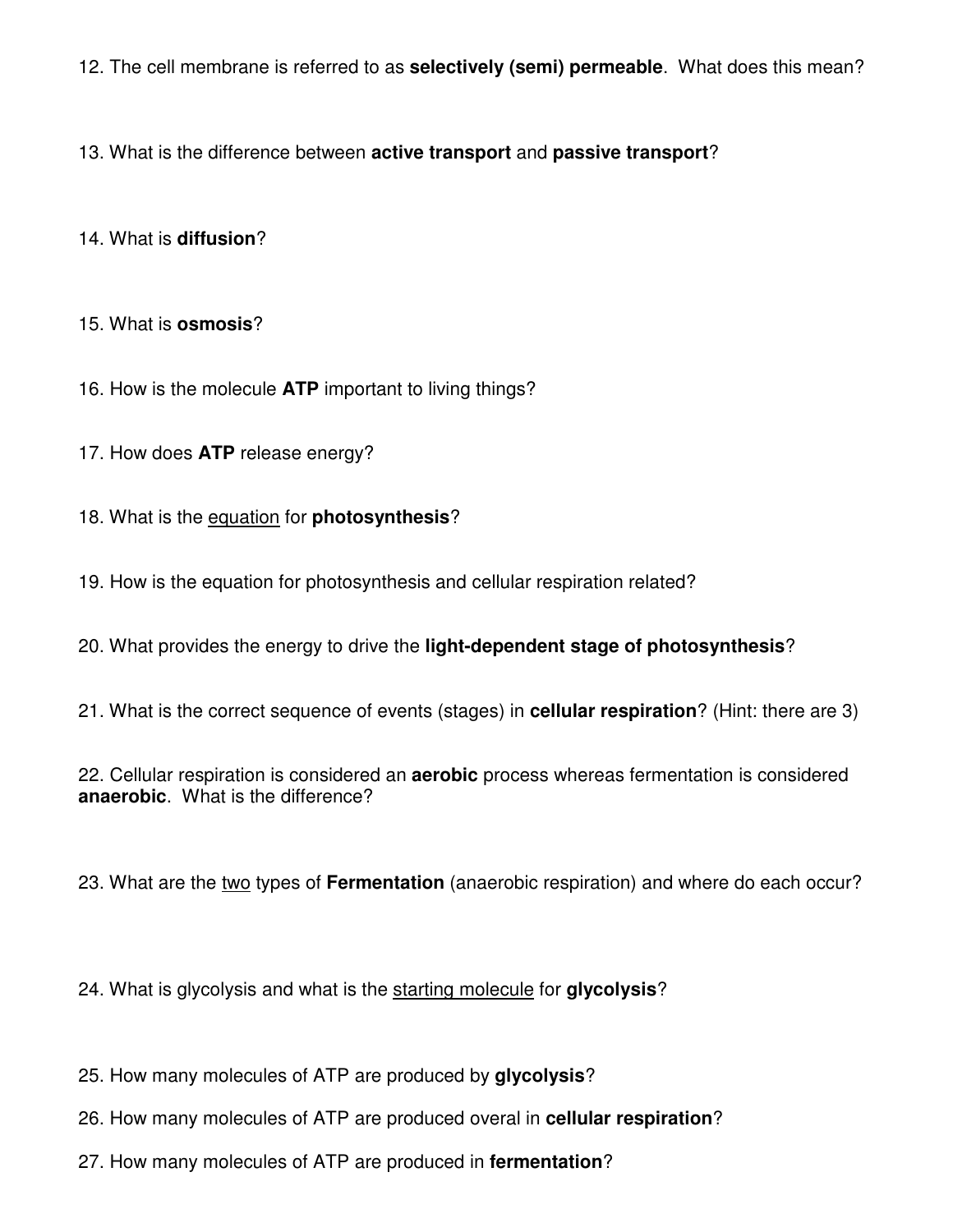12. The cell membrane is referred to as **selectively (semi) permeable**. What does this mean?

13. What is the difference between **active transport** and **passive transport**?

14. What is **diffusion**?

15. What is **osmosis**?

16. How is the molecule **ATP** important to living things?

17. How does **ATP** release energy?

18. What is the <u>equation</u> for **photosynthesis**?

19. How is the equation for photosynthesis and cellular respiration related?

20. What provides the energy to drive the **light-dependent stage of photosynthesis**?

21. What is the correct sequence of events (stages) in **cellular respiration**? (Hint: there are 3)

22. Cellular respiration is considered an **aerobic** process whereas fermentation is considered **anaerobic**. What is the difference?

23. What are the <u>two</u> types of **Fermentation** (anaerobic respiration) and where do each occur?

24. What is glycolysis and what is the <u>starting molecule</u> for **glycolysis**?

25. How many molecules of ATP are produced by **glycolysis**?

26. How many molecules of ATP are produced overal in **cellular respiration**?

27. How many molecules of ATP are produced in **fermentation**?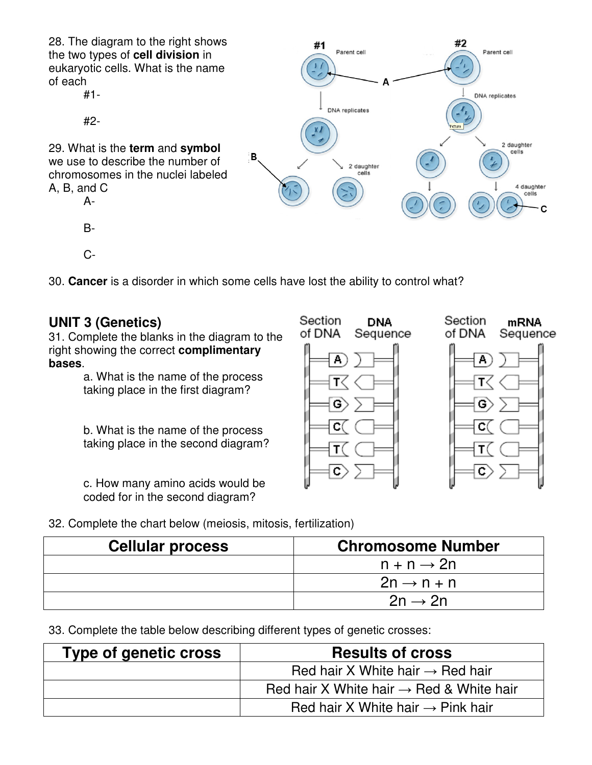28. The diagram to the right shows the two types of **cell division** in eukaryotic cells. What is the name of each

#1-

#2-

#1
Parent cell
DNA replicates
2 daughter cells

#2
Parent cell
DNA replicates
2 daughter cells
4 daughter cells

A
B
C

29. What is the **term** and **symbol** we use to describe the number of chromosomes in the nuclei labeled A, B, and C

A-

B-

C-

30. **Cancer** is a disorder in which some cells have lost the ability to control what?

## UNIT 3 (Genetics)

31. Complete the blanks in the diagram to the right showing the correct **complimentary bases**.

a. What is the name of the process taking place in the first diagram?

b. What is the name of the process taking place in the second diagram?

c. How many amino acids would be coded for in the second diagram?

Section of DNA | DNA Sequence

A
T
G
C
T
C

Section of DNA | mRNA Sequence

A
T
G
C
T
C

32. Complete the chart below (meiosis, mitosis, fertilization)

| Cellular process | Chromosome Number |
| --- | --- |
| | n + n → 2n |
| | 2n → n + n |
| | 2n → 2n |

33. Complete the table below describing different types of genetic crosses:

| Type of genetic cross | Results of cross |
| --- | --- |
| | Red hair X White hair → Red hair |
| | Red hair X White hair → Red & White hair |
| | Red hair X White hair → Pink hair |